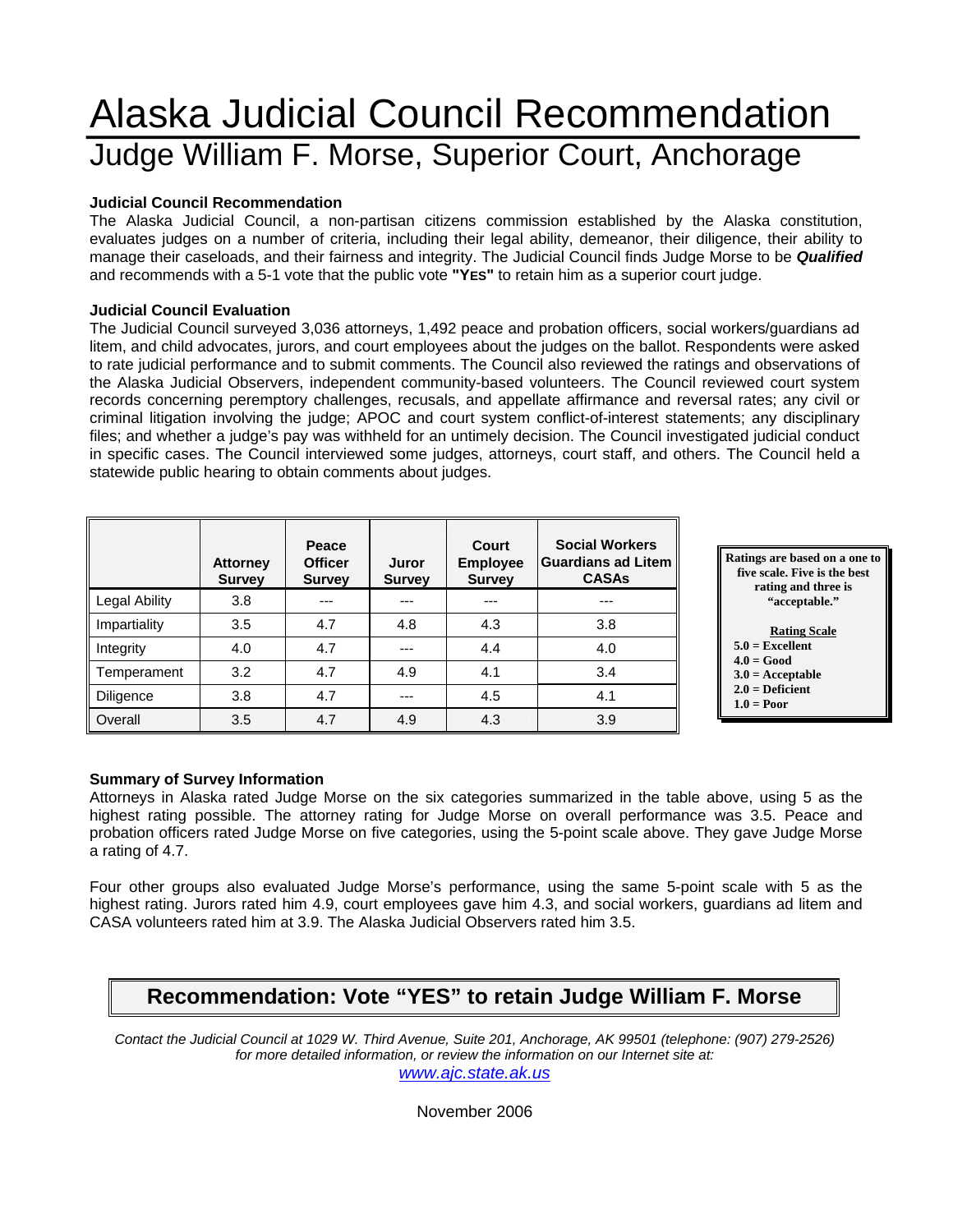# Alaska Judicial Council Recommendation

## Judge William F. Morse, Superior Court, Anchorage

**Judicial Council Recommendation**

The Alaska Judicial Council, a non-partisan citizens commission established by the Alaska constitution, evaluates judges on a number of criteria, including their legal ability, demeanor, their diligence, their ability to manage their caseloads, and their fairness and integrity. The Judicial Council finds Judge Morse to be ***Qualified*** and recommends with a 5-1 vote that the public vote **"YES"** to retain him as a superior court judge.

**Judicial Council Evaluation**

The Judicial Council surveyed 3,036 attorneys, 1,492 peace and probation officers, social workers/guardians ad litem, and child advocates, jurors, and court employees about the judges on the ballot. Respondents were asked to rate judicial performance and to submit comments. The Council also reviewed the ratings and observations of the Alaska Judicial Observers, independent community-based volunteers. The Council reviewed court system records concerning peremptory challenges, recusals, and appellate affirmance and reversal rates; any civil or criminal litigation involving the judge; APOC and court system conflict-of-interest statements; any disciplinary files; and whether a judge's pay was withheld for an untimely decision. The Council investigated judicial conduct in specific cases. The Council interviewed some judges, attorneys, court staff, and others. The Council held a statewide public hearing to obtain comments about judges.

| | Attorney Survey | Peace Officer Survey | Juror Survey | Court Employee Survey | Social Workers Guardians ad Litem CASAs |
|---|---|---|---|---|---|
| Legal Ability | 3.8 | --- | --- | --- | --- |
| Impartiality | 3.5 | 4.7 | 4.8 | 4.3 | 3.8 |
| Integrity | 4.0 | 4.7 | --- | 4.4 | 4.0 |
| Temperament | 3.2 | 4.7 | 4.9 | 4.1 | 3.4 |
| Diligence | 3.8 | 4.7 | --- | 4.5 | 4.1 |
| Overall | 3.5 | 4.7 | 4.9 | 4.3 | 3.9 |

**Ratings are based on a one to five scale. Five is the best rating and three is "acceptable."**

**Rating Scale**
- **5.0 = Excellent**
- **4.0 = Good**
- **3.0 = Acceptable**
- **2.0 = Deficient**
- **1.0 = Poor**

**Summary of Survey Information**

Attorneys in Alaska rated Judge Morse on the six categories summarized in the table above, using 5 as the highest rating possible. The attorney rating for Judge Morse on overall performance was 3.5. Peace and probation officers rated Judge Morse on five categories, using the 5-point scale above. They gave Judge Morse a rating of 4.7.

Four other groups also evaluated Judge Morse's performance, using the same 5-point scale with 5 as the highest rating. Jurors rated him 4.9, court employees gave him 4.3, and social workers, guardians ad litem and CASA volunteers rated him at 3.9. The Alaska Judicial Observers rated him 3.5.

**Recommendation: Vote "YES" to retain Judge William F. Morse**

*Contact the Judicial Council at 1029 W. Third Avenue, Suite 201, Anchorage, AK 99501 (telephone: (907) 279-2526) for more detailed information, or review the information on our Internet site at:*
*www.ajc.state.ak.us*

November 2006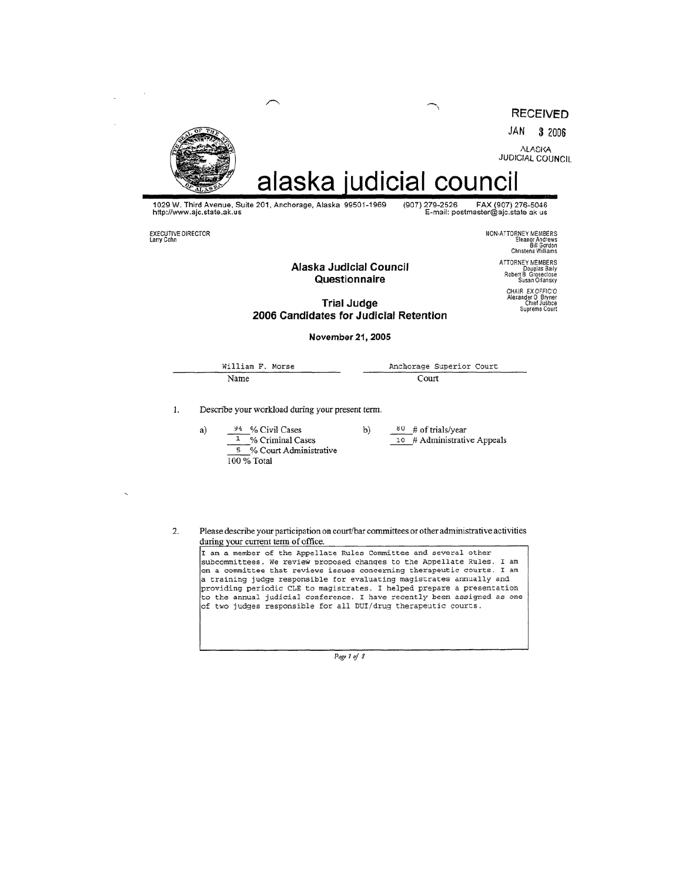RECEIVED

JAN 3 2006

ALASKA
JUDICIAL COUNCIL

# alaska judicial council

1029 W. Third Avenue, Suite 201, Anchorage, Alaska 99501-1969 (907) 279-2526 FAX (907) 276-5046
http://www.ajc.state.ak.us E-mail: postmaster@ajc.state.ak.us

EXECUTIVE DIRECTOR
Larry Cohn

NON-ATTORNEY MEMBERS
Eleanor Andrews
Bill Gordon
Christena Williams

ATTORNEY MEMBERS
Douglas Baily
Robert B. Groseclose
Susan Orlansky

CHAIR, EX OFFICIO
Alexander O. Bryner
Chief Justice
Supreme Court

## Alaska Judicial Council Questionnaire

## Trial Judge
## 2006 Candidates for Judicial Retention

**November 21, 2005**

| William F. Morse | Anchorage Superior Court |
|---|---|
| Name | Court |

1. Describe your workload during your present term.

   a) 94 % Civil Cases
   1 % Criminal Cases
   5 % Court Administrative
   100 % Total

   b) 80 # of trials/year
   10 # Administrative Appeals

2. Please describe your participation on court/bar committees or other administrative activities during your current term of office.

   I am a member of the Appellate Rules Committee and several other subcommittees. We review proposed changes to the Appellate Rules. I am on a committee that reviews issues concerning therapeutic courts. I am a training judge responsible for evaluating magistrates annually and providing periodic CLE to magistrates. I helped prepare a presentation to the annual judicial conference. I have recently been assigned as one of two judges responsible for all DUI/drug therapeutic courts.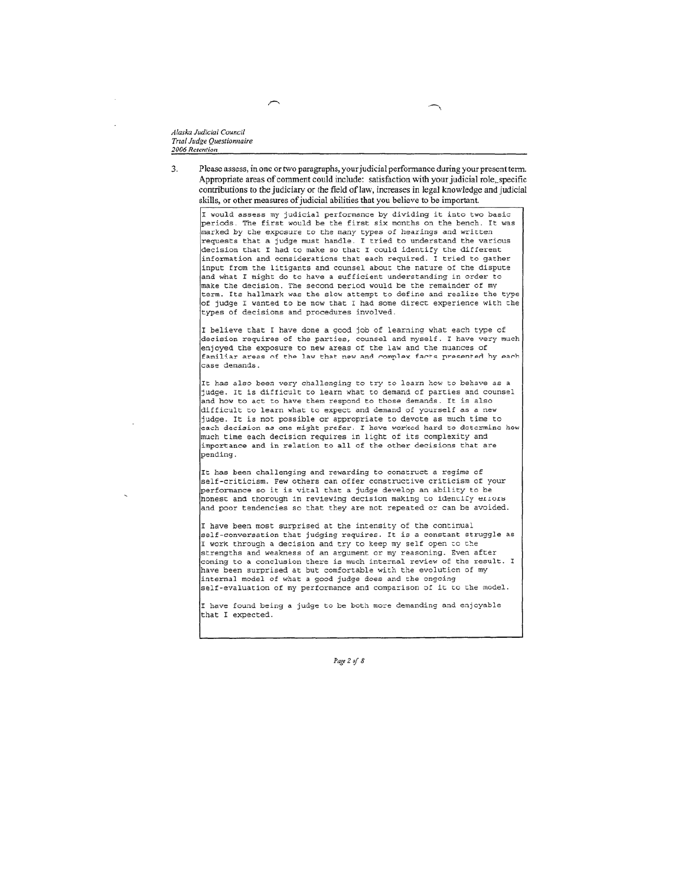3. Please assess, in one or two paragraphs, your judicial performance during your present term. Appropriate areas of comment could include: satisfaction with your judicial role, specific contributions to the judiciary or the field of law, increases in legal knowledge and judicial skills, or other measures of judicial abilities that you believe to be important.

I would assess my judicial performance by dividing it into two basic periods. The first would be the first six months on the bench. It was marked by the exposure to the many types of hearings and written requests that a judge must handle. I tried to understand the various decision that I had to make so that I could identify the different information and considerations that each required. I tried to gather input from the litigants and counsel about the nature of the dispute and what I might do to have a sufficient understanding in order to make the decision. The second period would be the remainder of my term. Its hallmark was the slow attempt to define and realize the type of judge I wanted to be now that I had some direct experience with the types of decisions and procedures involved.

I believe that I have done a good job of learning what each type of decision requires of the parties, counsel and myself. I have very much enjoyed the exposure to new areas of the law and the nuances of familiar areas of the law that new and complex facts presented by each case demands.

It has also been very challenging to try to learn how to behave as a judge. It is difficult to learn what to demand of parties and counsel and how to act to have them respond to those demands. It is also difficult to learn what to expect and demand of yourself as a new judge. It is not possible or appropriate to devote as much time to each decision as one might prefer. I have worked hard to determine how much time each decision requires in light of its complexity and importance and in relation to all of the other decisions that are pending.

It has been challenging and rewarding to construct a regime of self-criticism. Few others can offer constructive criticism of your performance so it is vital that a judge develop an ability to be honest and thorough in reviewing decision making to identify errors and poor tendencies so that they are not repeated or can be avoided.

I have been most surprised at the intensity of the continual self-conversation that judging requires. It is a constant struggle as I work through a decision and try to keep my self open to the strengths and weakness of an argument or my reasoning. Even after coming to a conclusion there is much internal review of the result. I have been surprised at but comfortable with the evolution of my internal model of what a good judge does and the ongoing self-evaluation of my performance and comparison of it to the model.

I have found being a judge to be both more demanding and enjoyable that I expected.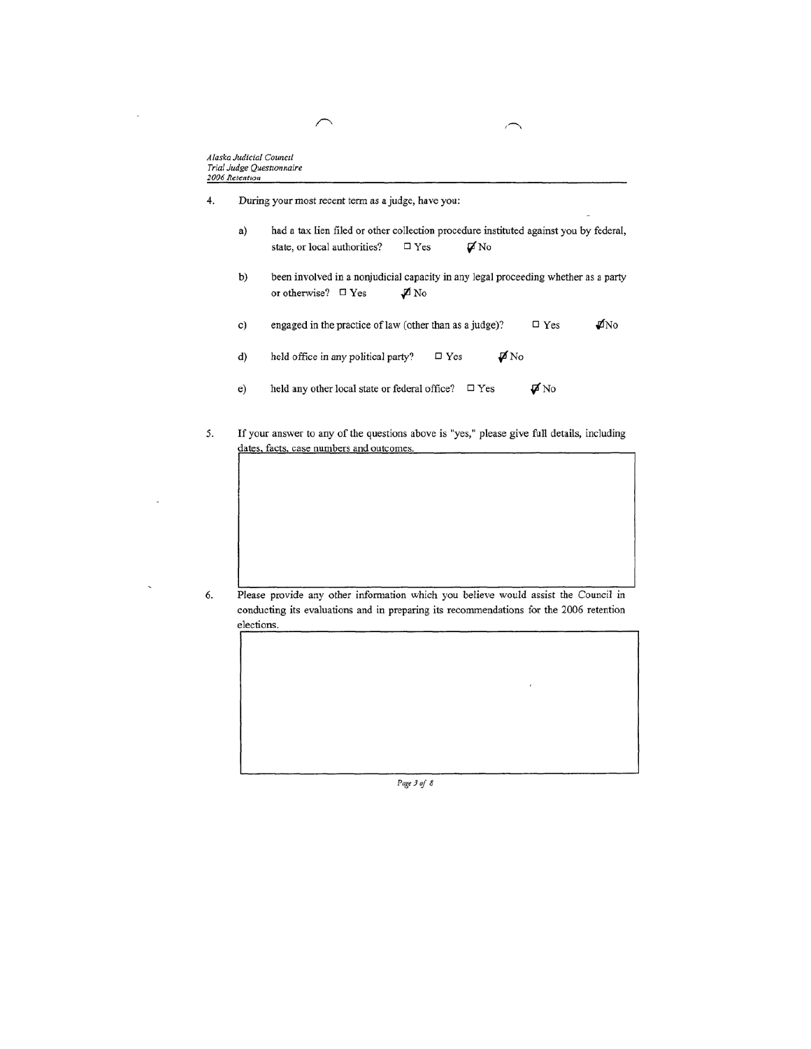4. During your most recent term as a judge, have you:

   a) had a tax lien filed or other collection procedure instituted against you by federal, state, or local authorities? ☐ Yes ☑ No

   b) been involved in a nonjudicial capacity in any legal proceeding whether as a party or otherwise? ☐ Yes ☑ No

   c) engaged in the practice of law (other than as a judge)? ☐ Yes ☑ No

   d) held office in any political party? ☐ Yes ☑ No

   e) held any other local state or federal office? ☐ Yes ☑ No

5. If your answer to any of the questions above is "yes," please give full details, including dates, facts, case numbers and outcomes.

6. Please provide any other information which you believe would assist the Council in conducting its evaluations and in preparing its recommendations for the 2006 retention elections.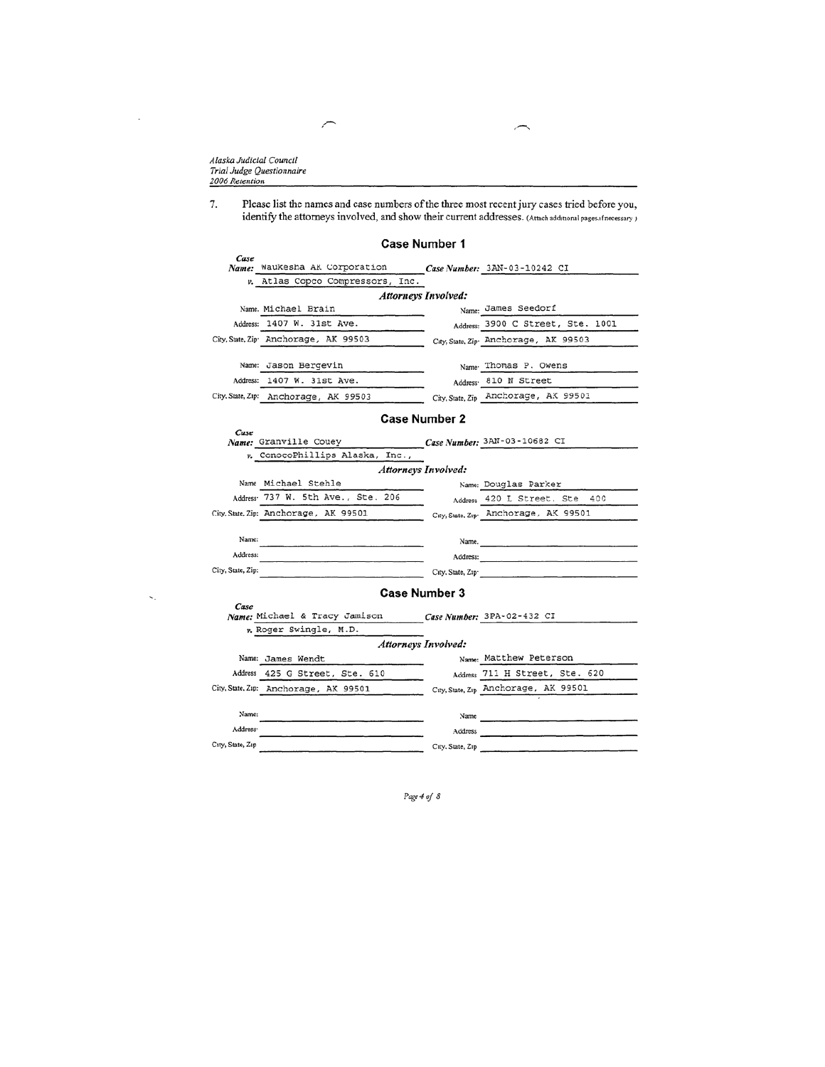7. Please list the names and case numbers of the three most recent jury cases tried before you, identify the attorneys involved, and show their current addresses. (Attach additional pages if necessary.)

## Case Number 1

**Case Name:** Waukesha AK Corporation v. Atlas Copco Compressors, Inc.

**Case Number:** 3AN-03-10242 CI

***Attorneys Involved:***

| | |
|---|---|
| Name: Michael Brain | Name: James Seedorf |
| Address: 1407 W. 31st Ave. | Address: 3900 C Street, Ste. 1001 |
| City, State, Zip: Anchorage, AK 99503 | City, State, Zip: Anchorage, AK 99503 |
| Name: Jason Bergevin | Name: Thomas P. Owens |
| Address: 1407 W. 31st Ave. | Address: 810 N Street |
| City, State, Zip: Anchorage, AK 99503 | City, State, Zip: Anchorage, AK 99501 |

## Case Number 2

**Case Name:** Granville Couey v. ConocoPhillips Alaska, Inc.,

**Case Number:** 3AN-03-10682 CI

***Attorneys Involved:***

| | |
|---|---|
| Name: Michael Stehle | Name: Douglas Parker |
| Address: 737 W. 5th Ave., Ste. 206 | Address: 420 L Street, Ste 400 |
| City, State, Zip: Anchorage, AK 99501 | City, State, Zip: Anchorage, AK 99501 |
| Name: | Name: |
| Address: | Address: |
| City, State, Zip: | City, State, Zip: |

## Case Number 3

**Case Name:** Michael & Tracy Jamison v. Roger Swingle, M.D.

**Case Number:** 3PA-02-432 CI

***Attorneys Involved:***

| | |
|---|---|
| Name: James Wendt | Name: Matthew Peterson |
| Address: 425 G Street, Ste. 610 | Address: 711 H Street, Ste. 620 |
| City, State, Zip: Anchorage, AK 99501 | City, State, Zip: Anchorage, AK 99501 |
| Name: | Name: |
| Address: | Address: |
| City, State, Zip: | City, State, Zip: |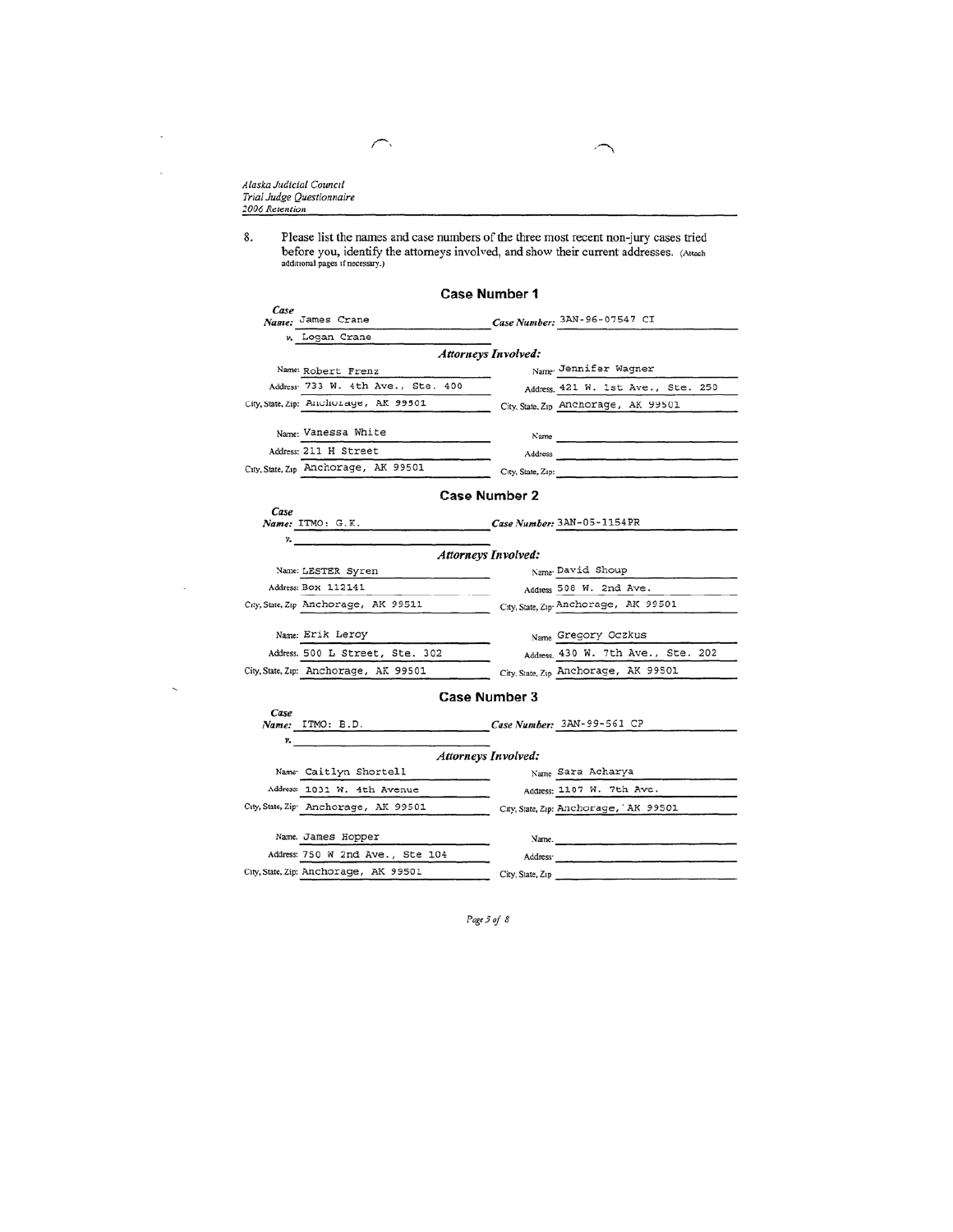8. Please list the names and case numbers of the three most recent non-jury cases tried before you, identify the attorneys involved, and show their current addresses. (Attach additional pages if necessary.)

## Case Number 1

**Case Name:** James Crane v. Logan Crane

**Case Number:** 3AN-96-07547 CI

*Attorneys Involved:*

| | |
|---|---|
| Name: Robert Frenz | Name: Jennifer Wagner |
| Address: 733 W. 4th Ave., Ste. 400 | Address: 421 W. 1st Ave., Ste. 250 |
| City, State, Zip: Anchorage, AK 99501 | City, State, Zip: Anchorage, AK 99501 |
| Name: Vanessa White | Name: |
| Address: 211 H Street | Address: |
| City, State, Zip: Anchorage, AK 99501 | City, State, Zip: |

## Case Number 2

**Case Name:** ITMO: G.K.

**Case Number:** 3AN-05-1154PR

*Attorneys Involved:*

| | |
|---|---|
| Name: LESTER Syren | Name: David Shoup |
| Address: Box 112141 | Address: 508 W. 2nd Ave. |
| City, State, Zip: Anchorage, AK 99511 | City, State, Zip: Anchorage, AK 99501 |
| Name: Erik Leroy | Name: Gregory Oczkus |
| Address: 500 L Street, Ste. 302 | Address: 430 W. 7th Ave., Ste. 202 |
| City, State, Zip: Anchorage, AK 99501 | City, State, Zip: Anchorage, AK 99501 |

## Case Number 3

**Case Name:** ITMO: B.D.

**Case Number:** 3AN-99-561 CP

*Attorneys Involved:*

| | |
|---|---|
| Name: Caitlyn Shortell | Name: Sara Acharya |
| Address: 1031 W. 4th Avenue | Address: 1107 W. 7th Ave. |
| City, State, Zip: Anchorage, AK 99501 | City, State, Zip: Anchorage, AK 99501 |
| Name: James Hopper | Name: |
| Address: 750 W 2nd Ave., Ste 104 | Address: |
| City, State, Zip: Anchorage, AK 99501 | City, State, Zip: |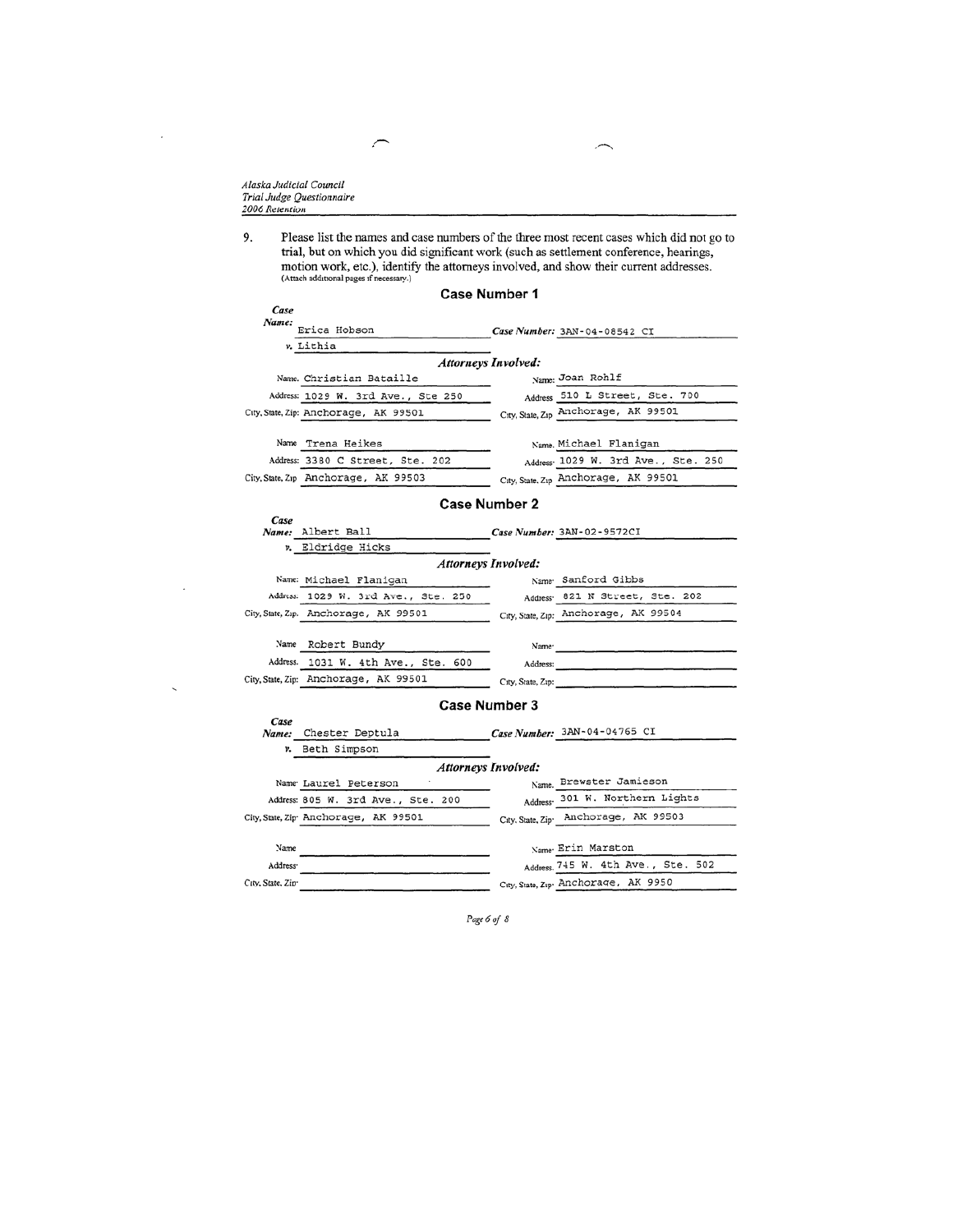9. Please list the names and case numbers of the three most recent cases which did not go to trial, but on which you did significant work (such as settlement conference, hearings, motion work, etc.), identify the attorneys involved, and show their current addresses. (Attach additional pages if necessary.)

## Case Number 1

**Case Name:** Erica Hobson v. Lithia

**Case Number:** 3AN-04-08542 CI

***Attorneys Involved:***

| | | | |
|---|---|---|---|
| Name: | Christian Bataille | Name: | Joan Rohlf |
| Address: | 1029 W. 3rd Ave., Ste 250 | Address: | 510 L Street, Ste. 700 |
| City, State, Zip: | Anchorage, AK 99501 | City, State, Zip: | Anchorage, AK 99501 |
| Name: | Trena Heikes | Name: | Michael Flanigan |
| Address: | 3380 C Street, Ste. 202 | Address: | 1029 W. 3rd Ave., Ste. 250 |
| City, State, Zip: | Anchorage, AK 99503 | City, State, Zip: | Anchorage, AK 99501 |

## Case Number 2

**Case Name:** Albert Ball v. Eldridge Hicks

**Case Number:** 3AN-02-9572CI

***Attorneys Involved:***

| | | | |
|---|---|---|---|
| Name: | Michael Flanigan | Name: | Sanford Gibbs |
| Address: | 1029 W. 3rd Ave., Ste. 250 | Address: | 821 N Street, Ste. 202 |
| City, State, Zip: | Anchorage, AK 99501 | City, State, Zip: | Anchorage, AK 99504 |
| Name: | Robert Bundy | Name: | |
| Address: | 1031 W. 4th Ave., Ste. 600 | Address: | |
| City, State, Zip: | Anchorage, AK 99501 | City, State, Zip: | |

## Case Number 3

**Case Name:** Chester Deptula v. Beth Simpson

**Case Number:** 3AN-04-04765 CI

***Attorneys Involved:***

| | | | |
|---|---|---|---|
| Name: | Laurel Peterson | Name: | Brewster Jamieson |
| Address: | 805 W. 3rd Ave., Ste. 200 | Address: | 301 W. Northern Lights |
| City, State, Zip: | Anchorage, AK 99501 | City, State, Zip: | Anchorage, AK 99503 |
| Name: | | Name: | Erin Marston |
| Address: | | Address: | 745 W. 4th Ave., Ste. 502 |
| City, State, Zip: | | City, State, Zip: | Anchorage, AK 9950 |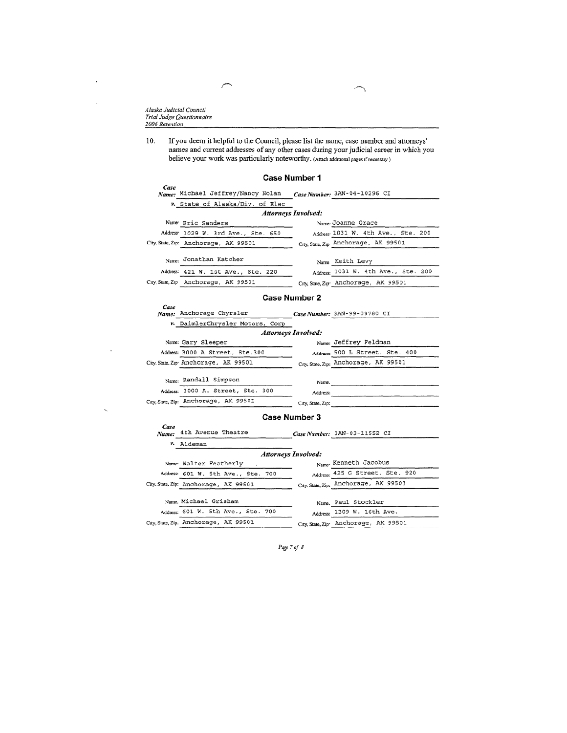10. If you deem it helpful to the Council, please list the name, case number and attorneys' names and current addresses of any other cases during your judicial career in which you believe your work was particularly noteworthy. (Attach additional pages if necessary)

## Case Number 1

**Case Name:** Michael Jeffrey/Nancy Nolan **Case Number:** 3AN-04-10296 CI

**v.** State of Alaska/Div. of Elec

***Attorneys Involved:***

| | |
|---|---|
| Name: Eric Sanders | Name: Joanne Grace |
| Address: 1029 W. 3rd Ave., Ste. 650 | Address: 1031 W. 4th Ave., Ste. 200 |
| City, State, Zip: Anchorage, AK 99501 | City, State, Zip: Anchorage, AK 99501 |
| Name: Jonathan Katcher | Name: Keith Levy |
| Address: 421 W. 1st Ave., Ste. 220 | Address: 1031 W. 4th Ave., Ste. 200 |
| City, State, Zip: Anchorage, AK 99501 | City, State, Zip: Anchorage, AK 99501 |

## Case Number 2

**Case Name:** Anchorage Chyrsler **Case Number:** 3AN-99-09780 CI

**v.** DaimlerChrysler Motors, Corp

***Attorneys Involved:***

| | |
|---|---|
| Name: Gary Sleeper | Name: Jeffrey Feldman |
| Address: 3000 A Street, Ste.300 | Address: 500 L Street, Ste. 400 |
| City, State, Zip: Anchorage, AK 99501 | City, State, Zip: Anchorage, AK 99501 |
| Name: Randall Simpson | Name: |
| Address: 3000 A. Street, Ste. 300 | Address: |
| City, State, Zip: Anchorage, AK 99501 | City, State, Zip: |

## Case Number 3

**Case Name:** 4th Avenue Theatre **Case Number:** 3AN-03-11552 CI

**v.** Aldeman

***Attorneys Involved:***

| | |
|---|---|
| Name: Walter Featherly | Name: Kenneth Jacobus |
| Address: 601 W. 5th Ave., Ste. 700 | Address: 425 G Street, Ste. 920 |
| City, State, Zip: Anchorage, AK 99501 | City, State, Zip: Anchorage, AK 99501 |
| Name: Michael Grisham | Name: Paul Stockler |
| Address: 601 W. 5th Ave., Ste. 700 | Address: 1309 W. 16th Ave. |
| City, State, Zip: Anchorage, AK 99501 | City, State, Zip: Anchorage, AK 99501 |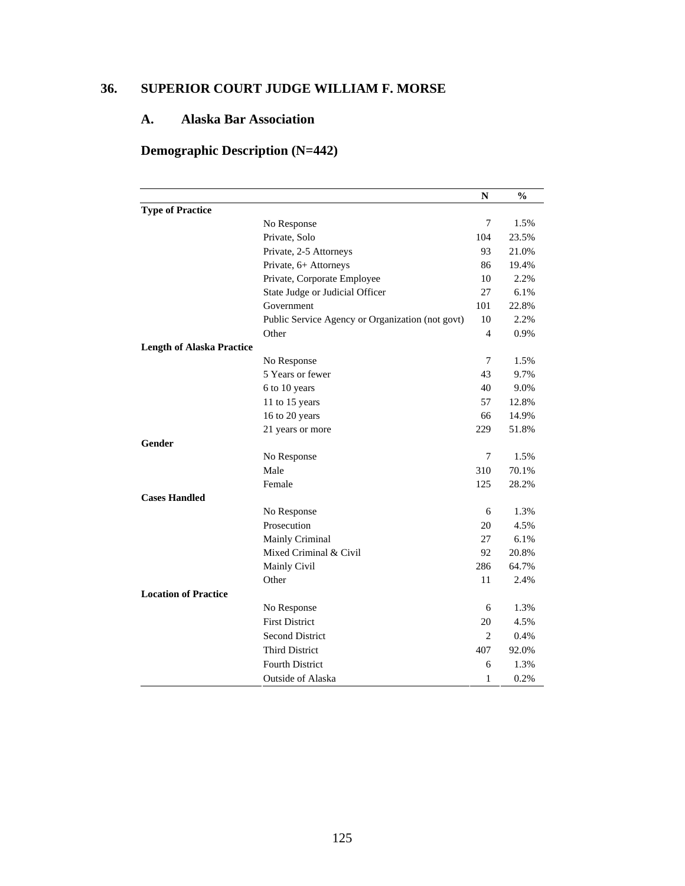## 36. SUPERIOR COURT JUDGE WILLIAM F. MORSE

### A. Alaska Bar Association

### Demographic Description (N=442)

| | | N | % |
|---|---|---|---|
| **Type of Practice** | | | |
| | No Response | 7 | 1.5% |
| | Private, Solo | 104 | 23.5% |
| | Private, 2-5 Attorneys | 93 | 21.0% |
| | Private, 6+ Attorneys | 86 | 19.4% |
| | Private, Corporate Employee | 10 | 2.2% |
| | State Judge or Judicial Officer | 27 | 6.1% |
| | Government | 101 | 22.8% |
| | Public Service Agency or Organization (not govt) | 10 | 2.2% |
| | Other | 4 | 0.9% |
| **Length of Alaska Practice** | | | |
| | No Response | 7 | 1.5% |
| | 5 Years or fewer | 43 | 9.7% |
| | 6 to 10 years | 40 | 9.0% |
| | 11 to 15 years | 57 | 12.8% |
| | 16 to 20 years | 66 | 14.9% |
| | 21 years or more | 229 | 51.8% |
| **Gender** | | | |
| | No Response | 7 | 1.5% |
| | Male | 310 | 70.1% |
| | Female | 125 | 28.2% |
| **Cases Handled** | | | |
| | No Response | 6 | 1.3% |
| | Prosecution | 20 | 4.5% |
| | Mainly Criminal | 27 | 6.1% |
| | Mixed Criminal & Civil | 92 | 20.8% |
| | Mainly Civil | 286 | 64.7% |
| | Other | 11 | 2.4% |
| **Location of Practice** | | | |
| | No Response | 6 | 1.3% |
| | First District | 20 | 4.5% |
| | Second District | 2 | 0.4% |
| | Third District | 407 | 92.0% |
| | Fourth District | 6 | 1.3% |
| | Outside of Alaska | 1 | 0.2% |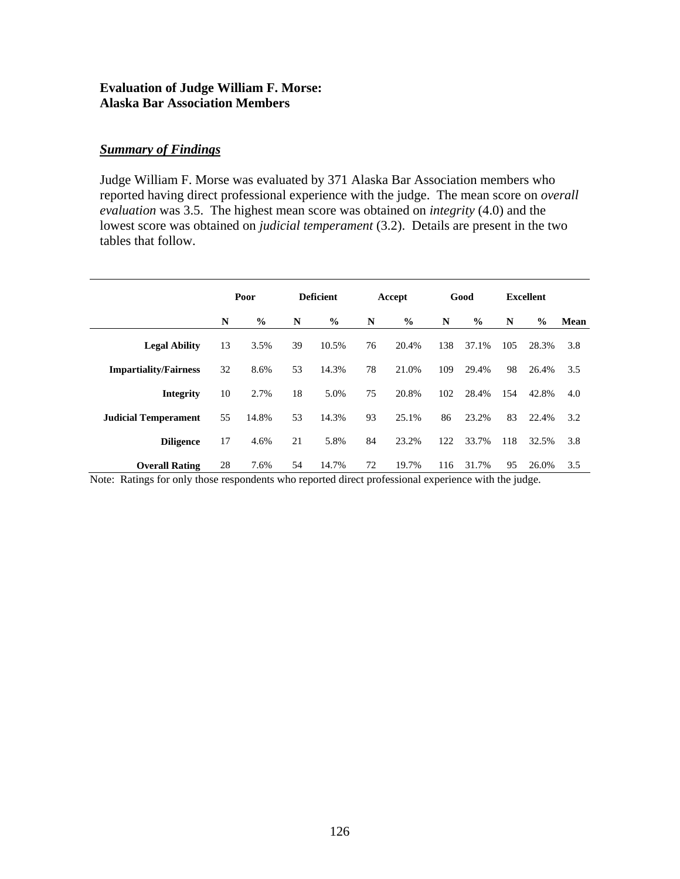**Evaluation of Judge William F. Morse:**
**Alaska Bar Association Members**

***Summary of Findings***

Judge William F. Morse was evaluated by 371 Alaska Bar Association members who reported having direct professional experience with the judge. The mean score on *overall evaluation* was 3.5. The highest mean score was obtained on *integrity* (4.0) and the lowest score was obtained on *judicial temperament* (3.2). Details are present in the two tables that follow.

| | Poor | | Deficient | | Accept | | Good | | Excellent | | |
|---|---|---|---|---|---|---|---|---|---|---|---|
| | N | % | N | % | N | % | N | % | N | % | Mean |
| **Legal Ability** | 13 | 3.5% | 39 | 10.5% | 76 | 20.4% | 138 | 37.1% | 105 | 28.3% | 3.8 |
| **Impartiality/Fairness** | 32 | 8.6% | 53 | 14.3% | 78 | 21.0% | 109 | 29.4% | 98 | 26.4% | 3.5 |
| **Integrity** | 10 | 2.7% | 18 | 5.0% | 75 | 20.8% | 102 | 28.4% | 154 | 42.8% | 4.0 |
| **Judicial Temperament** | 55 | 14.8% | 53 | 14.3% | 93 | 25.1% | 86 | 23.2% | 83 | 22.4% | 3.2 |
| **Diligence** | 17 | 4.6% | 21 | 5.8% | 84 | 23.2% | 122 | 33.7% | 118 | 32.5% | 3.8 |
| **Overall Rating** | 28 | 7.6% | 54 | 14.7% | 72 | 19.7% | 116 | 31.7% | 95 | 26.0% | 3.5 |

Note: Ratings for only those respondents who reported direct professional experience with the judge.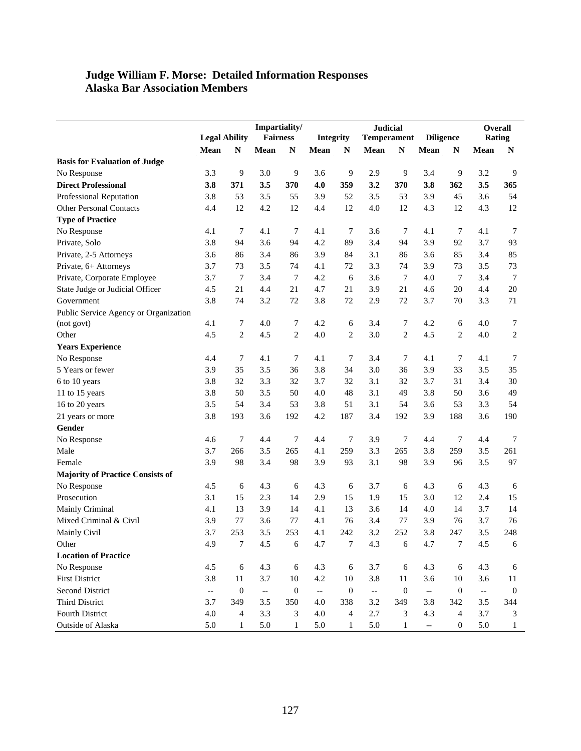# Judge William F. Morse: Detailed Information Responses
# Alaska Bar Association Members

| | Legal Ability | | Impartiality/ Fairness | | Integrity | | Judicial Temperament | | Diligence | | Overall Rating | |
|---|---|---|---|---|---|---|---|---|---|---|---|---|
| | **Mean** | **N** | **Mean** | **N** | **Mean** | **N** | **Mean** | **N** | **Mean** | **N** | **Mean** | **N** |
| **Basis for Evaluation of Judge** | | | | | | | | | | | | |
| No Response | 3.3 | 9 | 3.0 | 9 | 3.6 | 9 | 2.9 | 9 | 3.4 | 9 | 3.2 | 9 |
| **Direct Professional** | **3.8** | **371** | **3.5** | **370** | **4.0** | **359** | **3.2** | **370** | **3.8** | **362** | **3.5** | **365** |
| Professional Reputation | 3.8 | 53 | 3.5 | 55 | 3.9 | 52 | 3.5 | 53 | 3.9 | 45 | 3.6 | 54 |
| Other Personal Contacts | 4.4 | 12 | 4.2 | 12 | 4.4 | 12 | 4.0 | 12 | 4.3 | 12 | 4.3 | 12 |
| **Type of Practice** | | | | | | | | | | | | |
| No Response | 4.1 | 7 | 4.1 | 7 | 4.1 | 7 | 3.6 | 7 | 4.1 | 7 | 4.1 | 7 |
| Private, Solo | 3.8 | 94 | 3.6 | 94 | 4.2 | 89 | 3.4 | 94 | 3.9 | 92 | 3.7 | 93 |
| Private, 2-5 Attorneys | 3.6 | 86 | 3.4 | 86 | 3.9 | 84 | 3.1 | 86 | 3.6 | 85 | 3.4 | 85 |
| Private, 6+ Attorneys | 3.7 | 73 | 3.5 | 74 | 4.1 | 72 | 3.3 | 74 | 3.9 | 73 | 3.5 | 73 |
| Private, Corporate Employee | 3.7 | 7 | 3.4 | 7 | 4.2 | 6 | 3.6 | 7 | 4.0 | 7 | 3.4 | 7 |
| State Judge or Judicial Officer | 4.5 | 21 | 4.4 | 21 | 4.7 | 21 | 3.9 | 21 | 4.6 | 20 | 4.4 | 20 |
| Government | 3.8 | 74 | 3.2 | 72 | 3.8 | 72 | 2.9 | 72 | 3.7 | 70 | 3.3 | 71 |
| Public Service Agency or Organization (not govt) | 4.1 | 7 | 4.0 | 7 | 4.2 | 6 | 3.4 | 7 | 4.2 | 6 | 4.0 | 7 |
| Other | 4.5 | 2 | 4.5 | 2 | 4.0 | 2 | 3.0 | 2 | 4.5 | 2 | 4.0 | 2 |
| **Years Experience** | | | | | | | | | | | | |
| No Response | 4.4 | 7 | 4.1 | 7 | 4.1 | 7 | 3.4 | 7 | 4.1 | 7 | 4.1 | 7 |
| 5 Years or fewer | 3.9 | 35 | 3.5 | 36 | 3.8 | 34 | 3.0 | 36 | 3.9 | 33 | 3.5 | 35 |
| 6 to 10 years | 3.8 | 32 | 3.3 | 32 | 3.7 | 32 | 3.1 | 32 | 3.7 | 31 | 3.4 | 30 |
| 11 to 15 years | 3.8 | 50 | 3.5 | 50 | 4.0 | 48 | 3.1 | 49 | 3.8 | 50 | 3.6 | 49 |
| 16 to 20 years | 3.5 | 54 | 3.4 | 53 | 3.8 | 51 | 3.1 | 54 | 3.6 | 53 | 3.3 | 54 |
| 21 years or more | 3.8 | 193 | 3.6 | 192 | 4.2 | 187 | 3.4 | 192 | 3.9 | 188 | 3.6 | 190 |
| **Gender** | | | | | | | | | | | | |
| No Response | 4.6 | 7 | 4.4 | 7 | 4.4 | 7 | 3.9 | 7 | 4.4 | 7 | 4.4 | 7 |
| Male | 3.7 | 266 | 3.5 | 265 | 4.1 | 259 | 3.3 | 265 | 3.8 | 259 | 3.5 | 261 |
| Female | 3.9 | 98 | 3.4 | 98 | 3.9 | 93 | 3.1 | 98 | 3.9 | 96 | 3.5 | 97 |
| **Majority of Practice Consists of** | | | | | | | | | | | | |
| No Response | 4.5 | 6 | 4.3 | 6 | 4.3 | 6 | 3.7 | 6 | 4.3 | 6 | 4.3 | 6 |
| Prosecution | 3.1 | 15 | 2.3 | 14 | 2.9 | 15 | 1.9 | 15 | 3.0 | 12 | 2.4 | 15 |
| Mainly Criminal | 4.1 | 13 | 3.9 | 14 | 4.1 | 13 | 3.6 | 14 | 4.0 | 14 | 3.7 | 14 |
| Mixed Criminal & Civil | 3.9 | 77 | 3.6 | 77 | 4.1 | 76 | 3.4 | 77 | 3.9 | 76 | 3.7 | 76 |
| Mainly Civil | 3.7 | 253 | 3.5 | 253 | 4.1 | 242 | 3.2 | 252 | 3.8 | 247 | 3.5 | 248 |
| Other | 4.9 | 7 | 4.5 | 6 | 4.7 | 7 | 4.3 | 6 | 4.7 | 7 | 4.5 | 6 |
| **Location of Practice** | | | | | | | | | | | | |
| No Response | 4.5 | 6 | 4.3 | 6 | 4.3 | 6 | 3.7 | 6 | 4.3 | 6 | 4.3 | 6 |
| First District | 3.8 | 11 | 3.7 | 10 | 4.2 | 10 | 3.8 | 11 | 3.6 | 10 | 3.6 | 11 |
| Second District | -- | 0 | -- | 0 | -- | 0 | -- | 0 | -- | 0 | -- | 0 |
| Third District | 3.7 | 349 | 3.5 | 350 | 4.0 | 338 | 3.2 | 349 | 3.8 | 342 | 3.5 | 344 |
| Fourth District | 4.0 | 4 | 3.3 | 3 | 4.0 | 4 | 2.7 | 3 | 4.3 | 4 | 3.7 | 3 |
| Outside of Alaska | 5.0 | 1 | 5.0 | 1 | 5.0 | 1 | 5.0 | 1 | -- | 0 | 5.0 | 1 |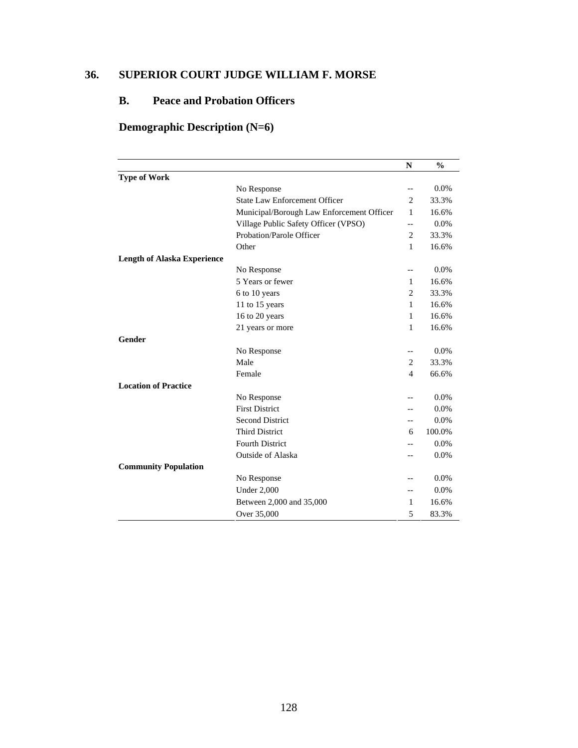## 36. SUPERIOR COURT JUDGE WILLIAM F. MORSE

### B. Peace and Probation Officers

### Demographic Description (N=6)

| | | N | % |
|---|---|---|---|
| **Type of Work** | | | |
| | No Response | -- | 0.0% |
| | State Law Enforcement Officer | 2 | 33.3% |
| | Municipal/Borough Law Enforcement Officer | 1 | 16.6% |
| | Village Public Safety Officer (VPSO) | -- | 0.0% |
| | Probation/Parole Officer | 2 | 33.3% |
| | Other | 1 | 16.6% |
| **Length of Alaska Experience** | | | |
| | No Response | -- | 0.0% |
| | 5 Years or fewer | 1 | 16.6% |
| | 6 to 10 years | 2 | 33.3% |
| | 11 to 15 years | 1 | 16.6% |
| | 16 to 20 years | 1 | 16.6% |
| | 21 years or more | 1 | 16.6% |
| **Gender** | | | |
| | No Response | -- | 0.0% |
| | Male | 2 | 33.3% |
| | Female | 4 | 66.6% |
| **Location of Practice** | | | |
| | No Response | -- | 0.0% |
| | First District | -- | 0.0% |
| | Second District | -- | 0.0% |
| | Third District | 6 | 100.0% |
| | Fourth District | -- | 0.0% |
| | Outside of Alaska | -- | 0.0% |
| **Community Population** | | | |
| | No Response | -- | 0.0% |
| | Under 2,000 | -- | 0.0% |
| | Between 2,000 and 35,000 | 1 | 16.6% |
| | Over 35,000 | 5 | 83.3% |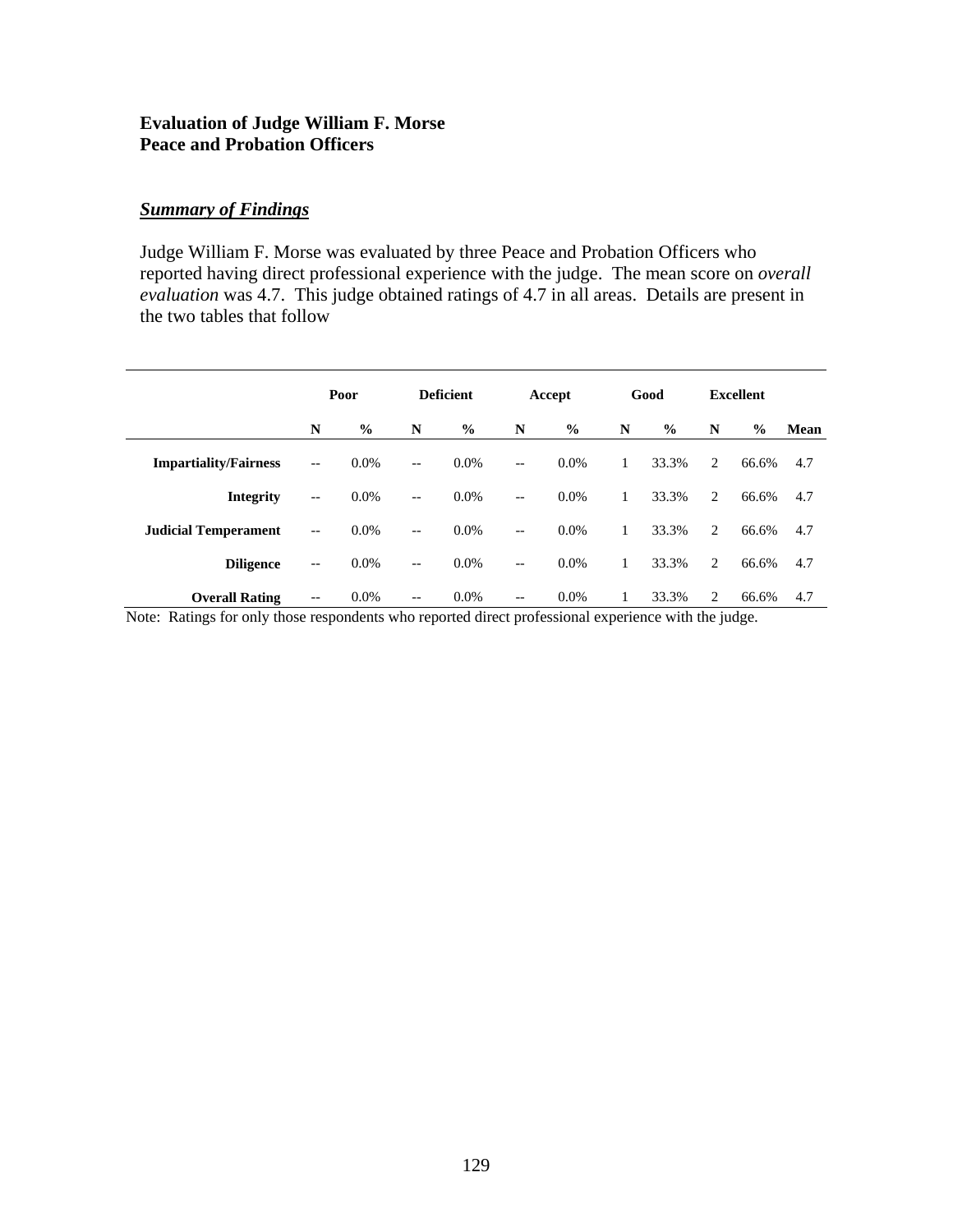**Evaluation of Judge William F. Morse**
**Peace and Probation Officers**

***Summary of Findings***

Judge William F. Morse was evaluated by three Peace and Probation Officers who reported having direct professional experience with the judge. The mean score on *overall evaluation* was 4.7. This judge obtained ratings of 4.7 in all areas. Details are present in the two tables that follow

| | Poor | | Deficient | | Accept | | Good | | Excellent | | |
|---|---|---|---|---|---|---|---|---|---|---|---|
| | N | % | N | % | N | % | N | % | N | % | Mean |
| **Impartiality/Fairness** | -- | 0.0% | -- | 0.0% | -- | 0.0% | 1 | 33.3% | 2 | 66.6% | 4.7 |
| **Integrity** | -- | 0.0% | -- | 0.0% | -- | 0.0% | 1 | 33.3% | 2 | 66.6% | 4.7 |
| **Judicial Temperament** | -- | 0.0% | -- | 0.0% | -- | 0.0% | 1 | 33.3% | 2 | 66.6% | 4.7 |
| **Diligence** | -- | 0.0% | -- | 0.0% | -- | 0.0% | 1 | 33.3% | 2 | 66.6% | 4.7 |
| **Overall Rating** | -- | 0.0% | -- | 0.0% | -- | 0.0% | 1 | 33.3% | 2 | 66.6% | 4.7 |

Note: Ratings for only those respondents who reported direct professional experience with the judge.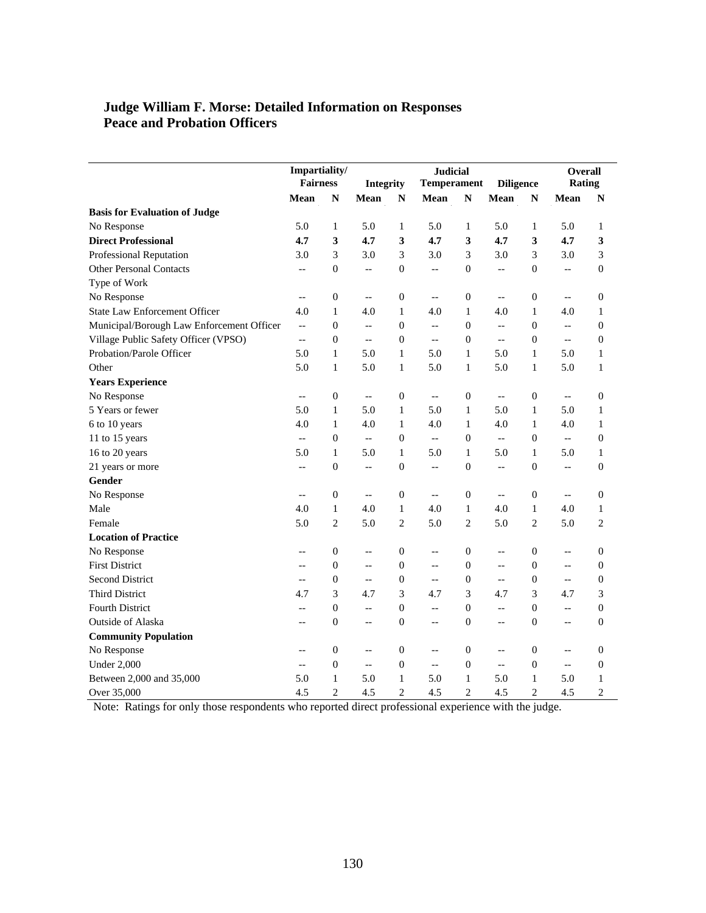## Judge William F. Morse: Detailed Information on Responses
## Peace and Probation Officers

| | Impartiality/ Fairness | | Integrity | | Judicial Temperament | | Diligence | | Overall Rating | |
|---|---|---|---|---|---|---|---|---|---|---|
| | Mean | N | Mean | N | Mean | N | Mean | N | Mean | N |
| **Basis for Evaluation of Judge** | | | | | | | | | | |
| No Response | 5.0 | 1 | 5.0 | 1 | 5.0 | 1 | 5.0 | 1 | 5.0 | 1 |
| **Direct Professional** | **4.7** | **3** | **4.7** | **3** | **4.7** | **3** | **4.7** | **3** | **4.7** | **3** |
| Professional Reputation | 3.0 | 3 | 3.0 | 3 | 3.0 | 3 | 3.0 | 3 | 3.0 | 3 |
| Other Personal Contacts | -- | 0 | -- | 0 | -- | 0 | -- | 0 | -- | 0 |
| Type of Work | | | | | | | | | | |
| No Response | -- | 0 | -- | 0 | -- | 0 | -- | 0 | -- | 0 |
| State Law Enforcement Officer | 4.0 | 1 | 4.0 | 1 | 4.0 | 1 | 4.0 | 1 | 4.0 | 1 |
| Municipal/Borough Law Enforcement Officer | -- | 0 | -- | 0 | -- | 0 | -- | 0 | -- | 0 |
| Village Public Safety Officer (VPSO) | -- | 0 | -- | 0 | -- | 0 | -- | 0 | -- | 0 |
| Probation/Parole Officer | 5.0 | 1 | 5.0 | 1 | 5.0 | 1 | 5.0 | 1 | 5.0 | 1 |
| Other | 5.0 | 1 | 5.0 | 1 | 5.0 | 1 | 5.0 | 1 | 5.0 | 1 |
| **Years Experience** | | | | | | | | | | |
| No Response | -- | 0 | -- | 0 | -- | 0 | -- | 0 | -- | 0 |
| 5 Years or fewer | 5.0 | 1 | 5.0 | 1 | 5.0 | 1 | 5.0 | 1 | 5.0 | 1 |
| 6 to 10 years | 4.0 | 1 | 4.0 | 1 | 4.0 | 1 | 4.0 | 1 | 4.0 | 1 |
| 11 to 15 years | -- | 0 | -- | 0 | -- | 0 | -- | 0 | -- | 0 |
| 16 to 20 years | 5.0 | 1 | 5.0 | 1 | 5.0 | 1 | 5.0 | 1 | 5.0 | 1 |
| 21 years or more | -- | 0 | -- | 0 | -- | 0 | -- | 0 | -- | 0 |
| **Gender** | | | | | | | | | | |
| No Response | -- | 0 | -- | 0 | -- | 0 | -- | 0 | -- | 0 |
| Male | 4.0 | 1 | 4.0 | 1 | 4.0 | 1 | 4.0 | 1 | 4.0 | 1 |
| Female | 5.0 | 2 | 5.0 | 2 | 5.0 | 2 | 5.0 | 2 | 5.0 | 2 |
| **Location of Practice** | | | | | | | | | | |
| No Response | -- | 0 | -- | 0 | -- | 0 | -- | 0 | -- | 0 |
| First District | -- | 0 | -- | 0 | -- | 0 | -- | 0 | -- | 0 |
| Second District | -- | 0 | -- | 0 | -- | 0 | -- | 0 | -- | 0 |
| Third District | 4.7 | 3 | 4.7 | 3 | 4.7 | 3 | 4.7 | 3 | 4.7 | 3 |
| Fourth District | -- | 0 | -- | 0 | -- | 0 | -- | 0 | -- | 0 |
| Outside of Alaska | -- | 0 | -- | 0 | -- | 0 | -- | 0 | -- | 0 |
| **Community Population** | | | | | | | | | | |
| No Response | -- | 0 | -- | 0 | -- | 0 | -- | 0 | -- | 0 |
| Under 2,000 | -- | 0 | -- | 0 | -- | 0 | -- | 0 | -- | 0 |
| Between 2,000 and 35,000 | 5.0 | 1 | 5.0 | 1 | 5.0 | 1 | 5.0 | 1 | 5.0 | 1 |
| Over 35,000 | 4.5 | 2 | 4.5 | 2 | 4.5 | 2 | 4.5 | 2 | 4.5 | 2 |

Note: Ratings for only those respondents who reported direct professional experience with the judge.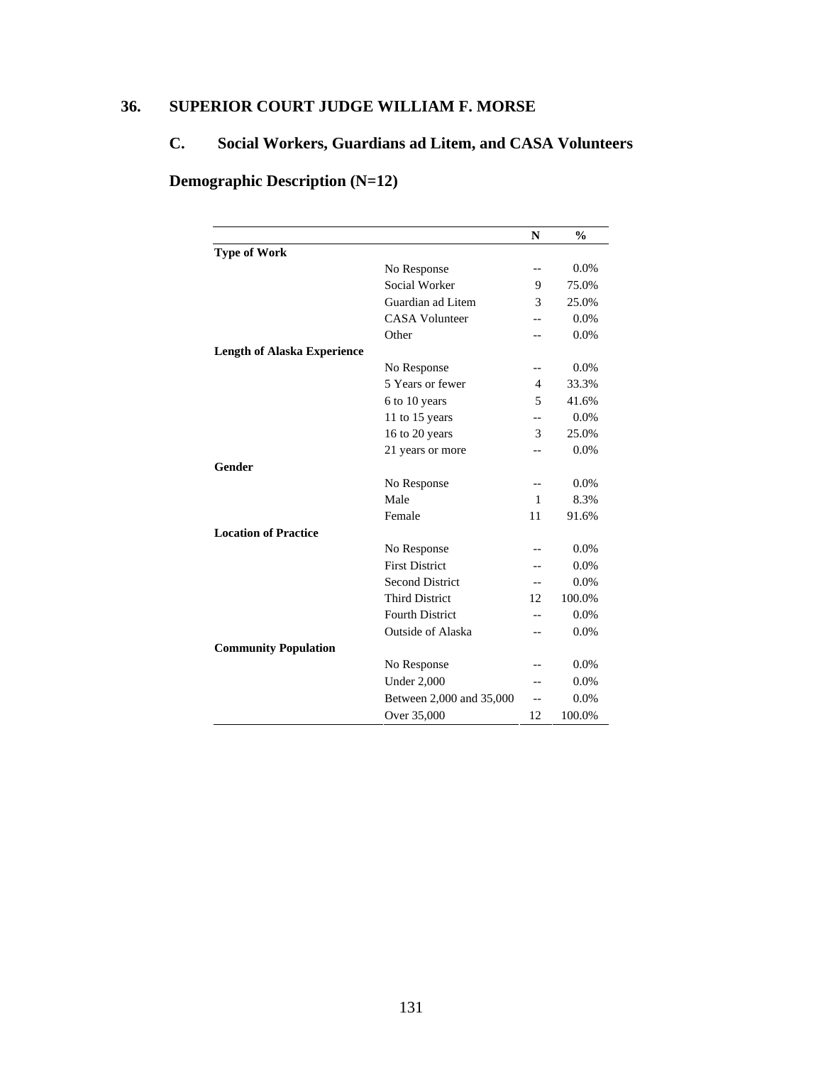## 36. SUPERIOR COURT JUDGE WILLIAM F. MORSE

### C. Social Workers, Guardians ad Litem, and CASA Volunteers

### Demographic Description (N=12)

| | | N | % |
|---|---|---|---|
| **Type of Work** | | | |
| | No Response | -- | 0.0% |
| | Social Worker | 9 | 75.0% |
| | Guardian ad Litem | 3 | 25.0% |
| | CASA Volunteer | -- | 0.0% |
| | Other | -- | 0.0% |
| **Length of Alaska Experience** | | | |
| | No Response | -- | 0.0% |
| | 5 Years or fewer | 4 | 33.3% |
| | 6 to 10 years | 5 | 41.6% |
| | 11 to 15 years | -- | 0.0% |
| | 16 to 20 years | 3 | 25.0% |
| | 21 years or more | -- | 0.0% |
| **Gender** | | | |
| | No Response | -- | 0.0% |
| | Male | 1 | 8.3% |
| | Female | 11 | 91.6% |
| **Location of Practice** | | | |
| | No Response | -- | 0.0% |
| | First District | -- | 0.0% |
| | Second District | -- | 0.0% |
| | Third District | 12 | 100.0% |
| | Fourth District | -- | 0.0% |
| | Outside of Alaska | -- | 0.0% |
| **Community Population** | | | |
| | No Response | -- | 0.0% |
| | Under 2,000 | -- | 0.0% |
| | Between 2,000 and 35,000 | -- | 0.0% |
| | Over 35,000 | 12 | 100.0% |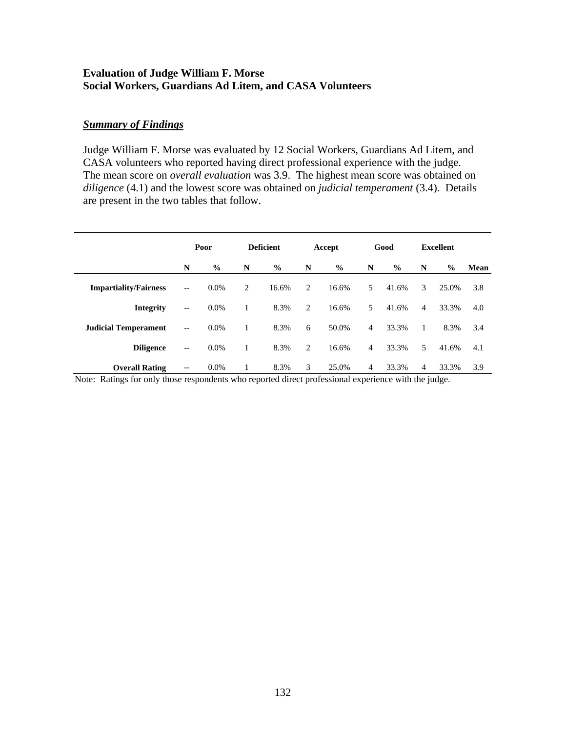**Evaluation of Judge William F. Morse**
**Social Workers, Guardians Ad Litem, and CASA Volunteers**

***Summary of Findings***

Judge William F. Morse was evaluated by 12 Social Workers, Guardians Ad Litem, and CASA volunteers who reported having direct professional experience with the judge. The mean score on *overall evaluation* was 3.9. The highest mean score was obtained on *diligence* (4.1) and the lowest score was obtained on *judicial temperament* (3.4). Details are present in the two tables that follow.

| | Poor | | Deficient | | Accept | | Good | | Excellent | | |
|---|---|---|---|---|---|---|---|---|---|---|---|
| | **N** | **%** | **N** | **%** | **N** | **%** | **N** | **%** | **N** | **%** | **Mean** |
| **Impartiality/Fairness** | -- | 0.0% | 2 | 16.6% | 2 | 16.6% | 5 | 41.6% | 3 | 25.0% | 3.8 |
| **Integrity** | -- | 0.0% | 1 | 8.3% | 2 | 16.6% | 5 | 41.6% | 4 | 33.3% | 4.0 |
| **Judicial Temperament** | -- | 0.0% | 1 | 8.3% | 6 | 50.0% | 4 | 33.3% | 1 | 8.3% | 3.4 |
| **Diligence** | -- | 0.0% | 1 | 8.3% | 2 | 16.6% | 4 | 33.3% | 5 | 41.6% | 4.1 |
| **Overall Rating** | -- | 0.0% | 1 | 8.3% | 3 | 25.0% | 4 | 33.3% | 4 | 33.3% | 3.9 |

Note: Ratings for only those respondents who reported direct professional experience with the judge.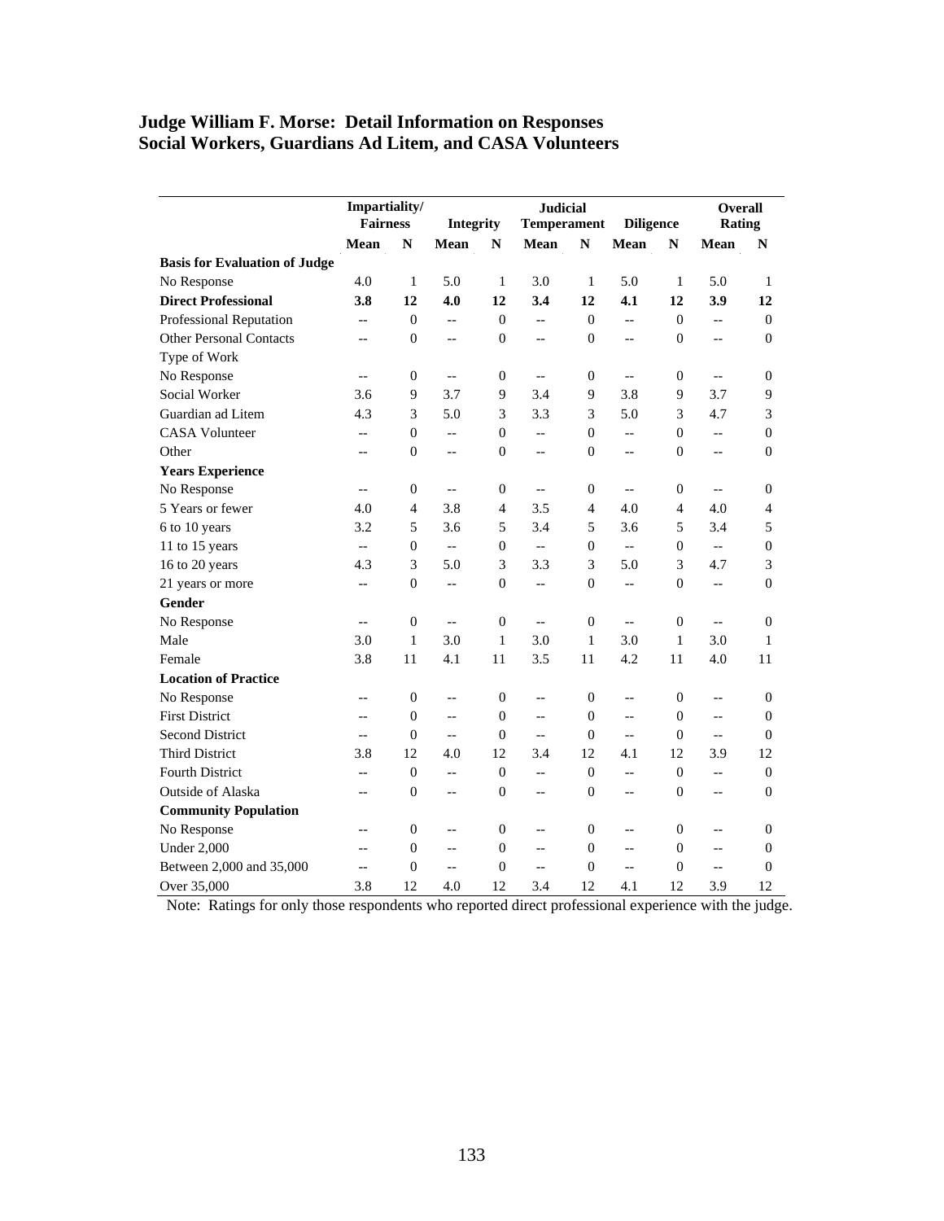## Judge William F. Morse: Detail Information on Responses
## Social Workers, Guardians Ad Litem, and CASA Volunteers

| | Impartiality/ Fairness | | Integrity | | Judicial Temperament | | Diligence | | Overall Rating | |
|---|---|---|---|---|---|---|---|---|---|---|
| | **Mean** | **N** | **Mean** | **N** | **Mean** | **N** | **Mean** | **N** | **Mean** | **N** |
| **Basis for Evaluation of Judge** | | | | | | | | | | |
| No Response | 4.0 | 1 | 5.0 | 1 | 3.0 | 1 | 5.0 | 1 | 5.0 | 1 |
| **Direct Professional** | **3.8** | **12** | **4.0** | **12** | **3.4** | **12** | **4.1** | **12** | **3.9** | **12** |
| Professional Reputation | -- | 0 | -- | 0 | -- | 0 | -- | 0 | -- | 0 |
| Other Personal Contacts | -- | 0 | -- | 0 | -- | 0 | -- | 0 | -- | 0 |
| Type of Work | | | | | | | | | | |
| No Response | -- | 0 | -- | 0 | -- | 0 | -- | 0 | -- | 0 |
| Social Worker | 3.6 | 9 | 3.7 | 9 | 3.4 | 9 | 3.8 | 9 | 3.7 | 9 |
| Guardian ad Litem | 4.3 | 3 | 5.0 | 3 | 3.3 | 3 | 5.0 | 3 | 4.7 | 3 |
| CASA Volunteer | -- | 0 | -- | 0 | -- | 0 | -- | 0 | -- | 0 |
| Other | -- | 0 | -- | 0 | -- | 0 | -- | 0 | -- | 0 |
| **Years Experience** | | | | | | | | | | |
| No Response | -- | 0 | -- | 0 | -- | 0 | -- | 0 | -- | 0 |
| 5 Years or fewer | 4.0 | 4 | 3.8 | 4 | 3.5 | 4 | 4.0 | 4 | 4.0 | 4 |
| 6 to 10 years | 3.2 | 5 | 3.6 | 5 | 3.4 | 5 | 3.6 | 5 | 3.4 | 5 |
| 11 to 15 years | -- | 0 | -- | 0 | -- | 0 | -- | 0 | -- | 0 |
| 16 to 20 years | 4.3 | 3 | 5.0 | 3 | 3.3 | 3 | 5.0 | 3 | 4.7 | 3 |
| 21 years or more | -- | 0 | -- | 0 | -- | 0 | -- | 0 | -- | 0 |
| **Gender** | | | | | | | | | | |
| No Response | -- | 0 | -- | 0 | -- | 0 | -- | 0 | -- | 0 |
| Male | 3.0 | 1 | 3.0 | 1 | 3.0 | 1 | 3.0 | 1 | 3.0 | 1 |
| Female | 3.8 | 11 | 4.1 | 11 | 3.5 | 11 | 4.2 | 11 | 4.0 | 11 |
| **Location of Practice** | | | | | | | | | | |
| No Response | -- | 0 | -- | 0 | -- | 0 | -- | 0 | -- | 0 |
| First District | -- | 0 | -- | 0 | -- | 0 | -- | 0 | -- | 0 |
| Second District | -- | 0 | -- | 0 | -- | 0 | -- | 0 | -- | 0 |
| Third District | 3.8 | 12 | 4.0 | 12 | 3.4 | 12 | 4.1 | 12 | 3.9 | 12 |
| Fourth District | -- | 0 | -- | 0 | -- | 0 | -- | 0 | -- | 0 |
| Outside of Alaska | -- | 0 | -- | 0 | -- | 0 | -- | 0 | -- | 0 |
| **Community Population** | | | | | | | | | | |
| No Response | -- | 0 | -- | 0 | -- | 0 | -- | 0 | -- | 0 |
| Under 2,000 | -- | 0 | -- | 0 | -- | 0 | -- | 0 | -- | 0 |
| Between 2,000 and 35,000 | -- | 0 | -- | 0 | -- | 0 | -- | 0 | -- | 0 |
| Over 35,000 | 3.8 | 12 | 4.0 | 12 | 3.4 | 12 | 4.1 | 12 | 3.9 | 12 |

Note: Ratings for only those respondents who reported direct professional experience with the judge.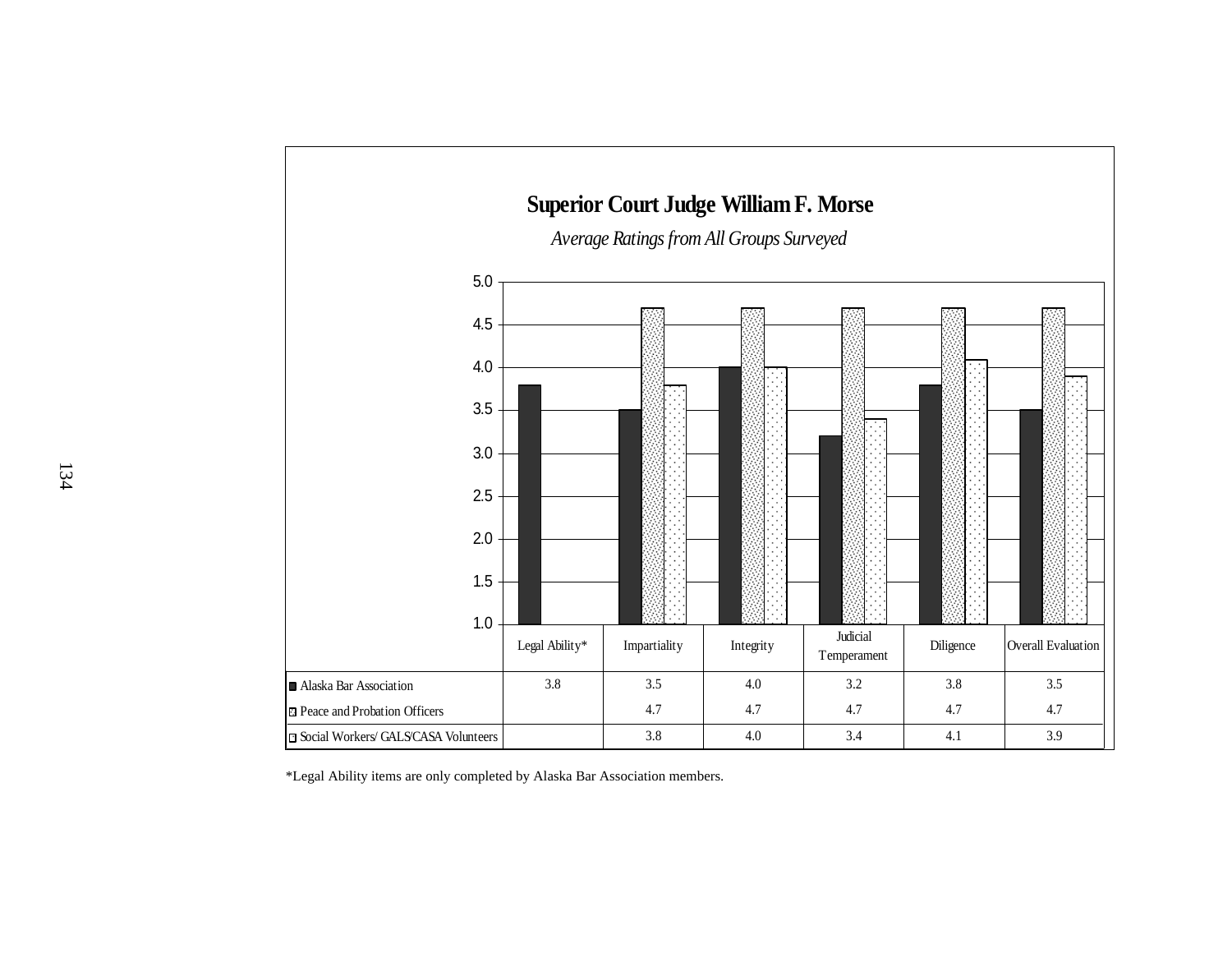## Superior Court Judge William F. Morse

*Average Ratings from All Groups Surveyed*

| | Legal Ability* | Impartiality | Integrity | Judicial Temperament | Diligence | Overall Evaluation |
|---|---|---|---|---|---|---|
| Alaska Bar Association | 3.8 | 3.5 | 4.0 | 3.2 | 3.8 | 3.5 |
| Peace and Probation Officers | | 4.7 | 4.7 | 4.7 | 4.7 | 4.7 |
| Social Workers/ GALS/CASA Volunteers | | 3.8 | 4.0 | 3.4 | 4.1 | 3.9 |

*Legal Ability items are only completed by Alaska Bar Association members.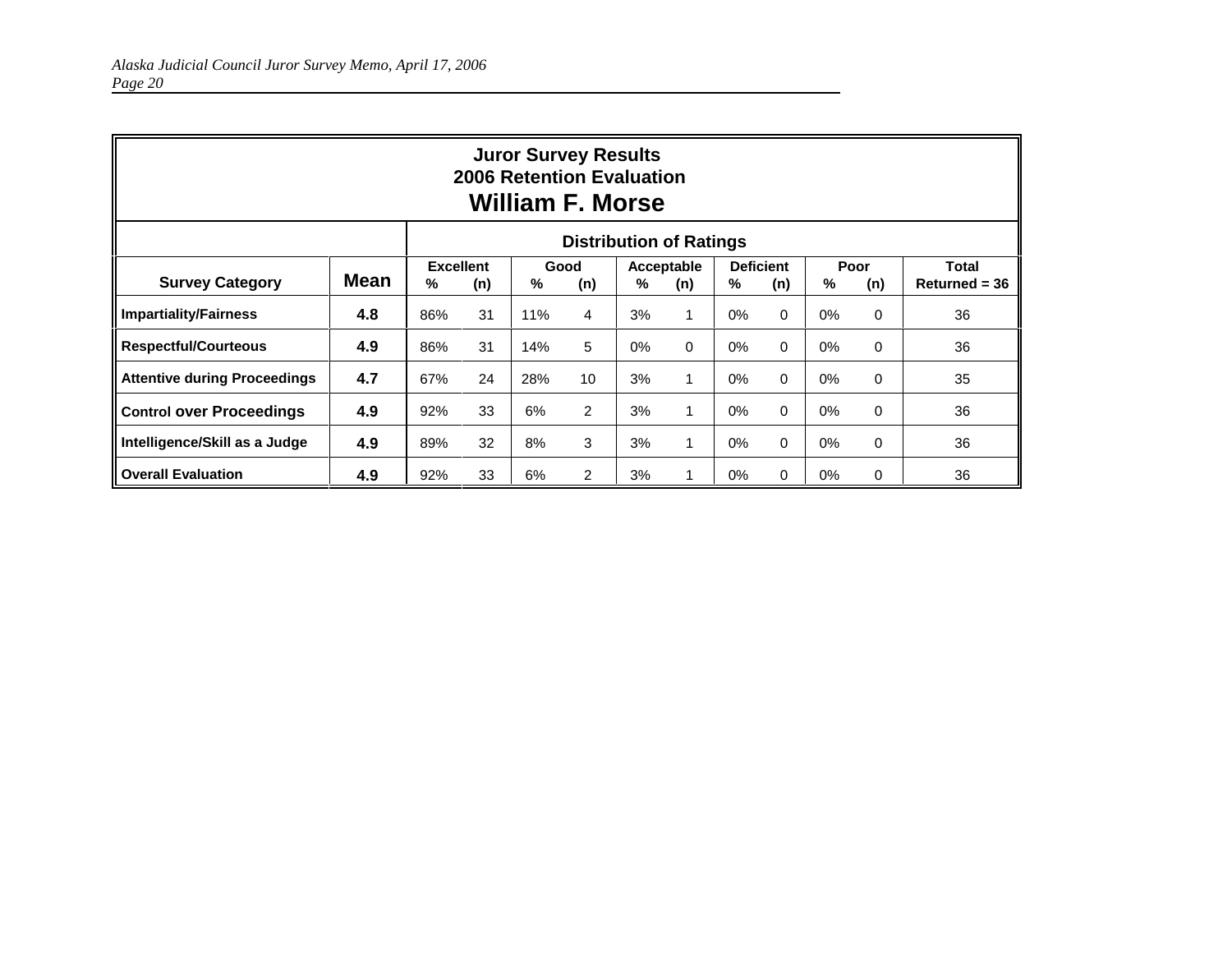**Juror Survey Results**
**2006 Retention Evaluation**
## William F. Morse

| | | Distribution of Ratings | | | | | | | | | | |
|---|---|---|---|---|---|---|---|---|---|---|---|---|
| | | Excellent | | Good | | Acceptable | | Deficient | | Poor | | Total |
| **Survey Category** | **Mean** | **%** | **(n)** | **%** | **(n)** | **%** | **(n)** | **%** | **(n)** | **%** | **(n)** | **Returned = 36** |
| **Impartiality/Fairness** | **4.8** | 86% | 31 | 11% | 4 | 3% | 1 | 0% | 0 | 0% | 0 | 36 |
| **Respectful/Courteous** | **4.9** | 86% | 31 | 14% | 5 | 0% | 0 | 0% | 0 | 0% | 0 | 36 |
| **Attentive during Proceedings** | **4.7** | 67% | 24 | 28% | 10 | 3% | 1 | 0% | 0 | 0% | 0 | 35 |
| **Control over Proceedings** | **4.9** | 92% | 33 | 6% | 2 | 3% | 1 | 0% | 0 | 0% | 0 | 36 |
| **Intelligence/Skill as a Judge** | **4.9** | 89% | 32 | 8% | 3 | 3% | 1 | 0% | 0 | 0% | 0 | 36 |
| **Overall Evaluation** | **4.9** | 92% | 33 | 6% | 2 | 3% | 1 | 0% | 0 | 0% | 0 | 36 |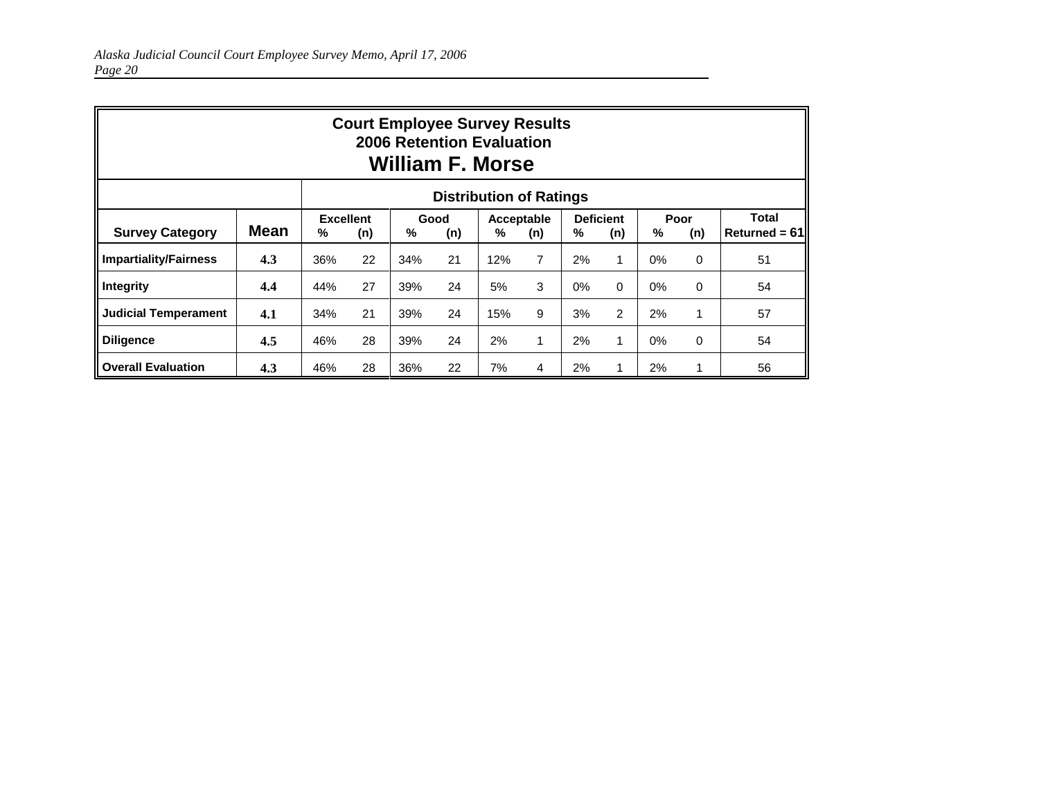## Court Employee Survey Results
### 2006 Retention Evaluation
# William F. Morse

| | | Distribution of Ratings | | | | | | | | | | |
|---|---|---|---|---|---|---|---|---|---|---|---|---|
| | | Excellent | | Good | | Acceptable | | Deficient | | Poor | | Total |
| **Survey Category** | **Mean** | % | (n) | % | (n) | % | (n) | % | (n) | % | (n) | Returned = 61 |
| **Impartiality/Fairness** | **4.3** | 36% | 22 | 34% | 21 | 12% | 7 | 2% | 1 | 0% | 0 | 51 |
| **Integrity** | **4.4** | 44% | 27 | 39% | 24 | 5% | 3 | 0% | 0 | 0% | 0 | 54 |
| **Judicial Temperament** | **4.1** | 34% | 21 | 39% | 24 | 15% | 9 | 3% | 2 | 2% | 1 | 57 |
| **Diligence** | **4.5** | 46% | 28 | 39% | 24 | 2% | 1 | 2% | 1 | 0% | 0 | 54 |
| **Overall Evaluation** | **4.3** | 46% | 28 | 36% | 22 | 7% | 4 | 2% | 1 | 2% | 1 | 56 |